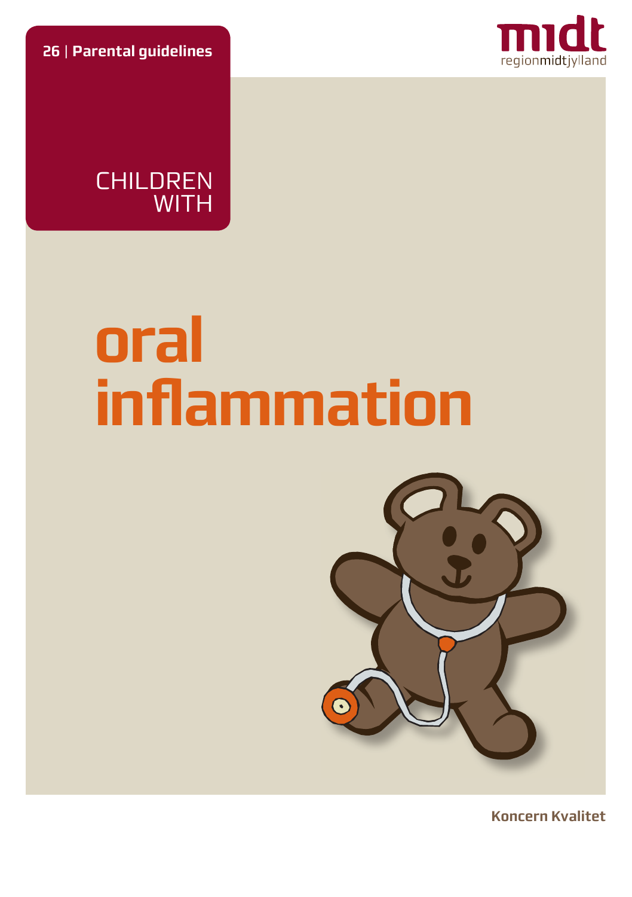**26** | **Parental guidelines**

midt
regionmidtjylland

CHILDREN WITH

# oral inflammation

**Koncern Kvalitet**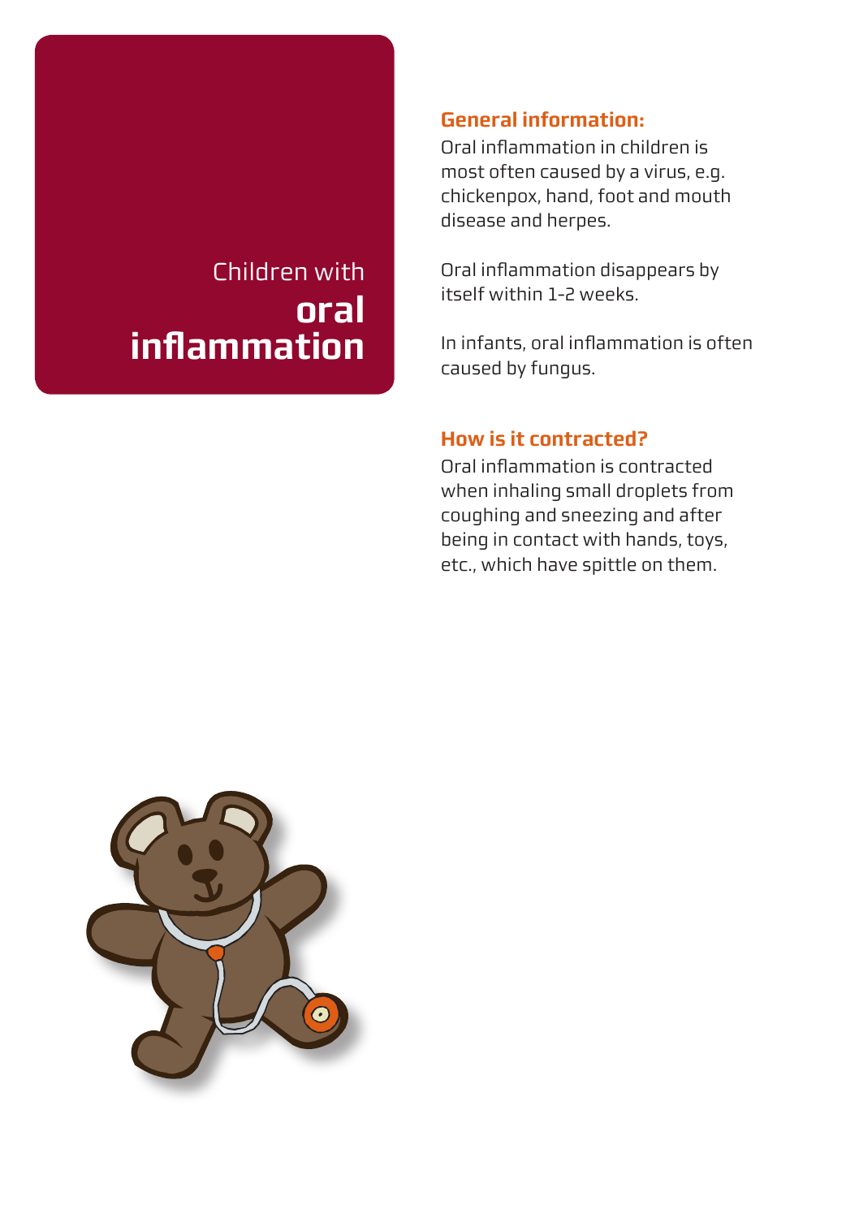# Children with **oral inflammation**

## General information:

Oral inflammation in children is most often caused by a virus, e.g. chickenpox, hand, foot and mouth disease and herpes.

Oral inflammation disappears by itself within 1-2 weeks.

In infants, oral inflammation is often caused by fungus.

## How is it contracted?

Oral inflammation is contracted when inhaling small droplets from coughing and sneezing and after being in contact with hands, toys, etc., which have spittle on them.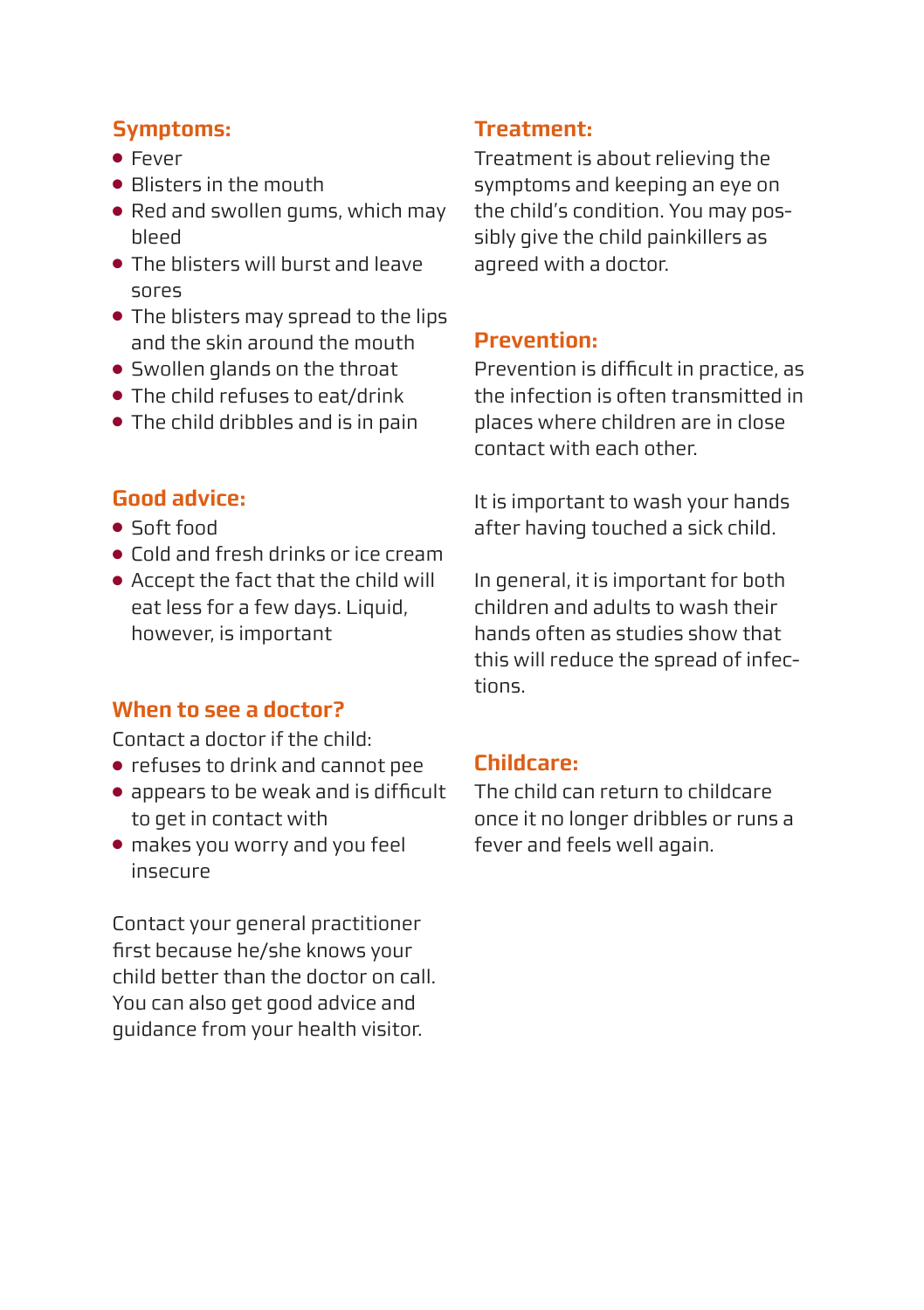## Symptoms:

- Fever
- Blisters in the mouth
- Red and swollen gums, which may bleed
- The blisters will burst and leave sores
- The blisters may spread to the lips and the skin around the mouth
- Swollen glands on the throat
- The child refuses to eat/drink
- The child dribbles and is in pain

## Good advice:

- Soft food
- Cold and fresh drinks or ice cream
- Accept the fact that the child will eat less for a few days. Liquid, however, is important

## When to see a doctor?

Contact a doctor if the child:

- refuses to drink and cannot pee
- appears to be weak and is difficult to get in contact with
- makes you worry and you feel insecure

Contact your general practitioner first because he/she knows your child better than the doctor on call. You can also get good advice and guidance from your health visitor.

## Treatment:

Treatment is about relieving the symptoms and keeping an eye on the child's condition. You may possibly give the child painkillers as agreed with a doctor.

## Prevention:

Prevention is difficult in practice, as the infection is often transmitted in places where children are in close contact with each other.

It is important to wash your hands after having touched a sick child.

In general, it is important for both children and adults to wash their hands often as studies show that this will reduce the spread of infections.

## Childcare:

The child can return to childcare once it no longer dribbles or runs a fever and feels well again.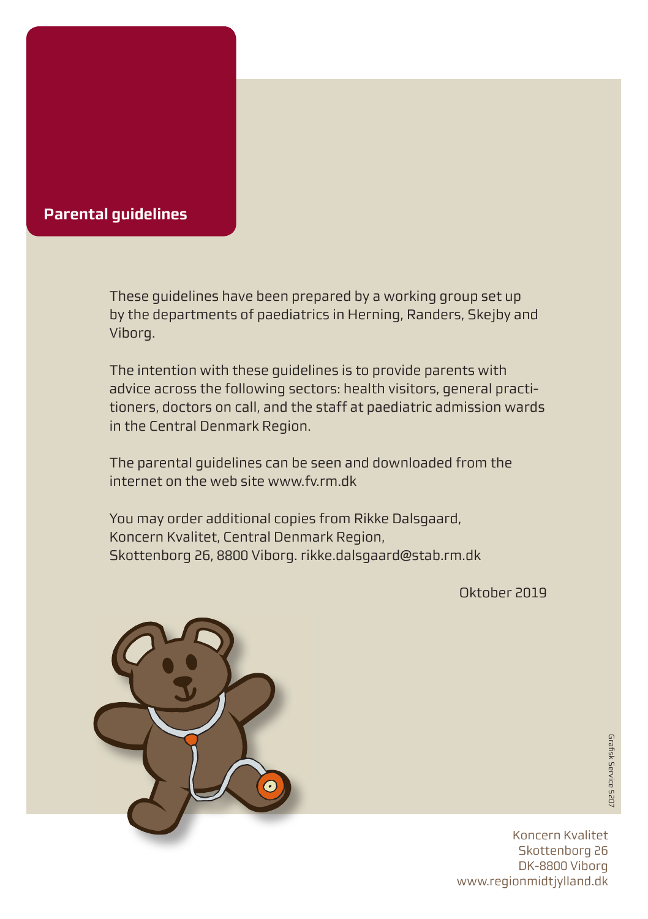## Parental guidelines

These guidelines have been prepared by a working group set up by the departments of paediatrics in Herning, Randers, Skejby and Viborg.

The intention with these guidelines is to provide parents with advice across the following sectors: health visitors, general practitioners, doctors on call, and the staff at paediatric admission wards in the Central Denmark Region.

The parental guidelines can be seen and downloaded from the internet on the web site www.fv.rm.dk

You may order additional copies from Rikke Dalsgaard,
Koncern Kvalitet, Central Denmark Region,
Skottenborg 26, 8800 Viborg. rikke.dalsgaard@stab.rm.dk

Oktober 2019

Grafisk Service 5207

Koncern Kvalitet
Skottenborg 26
DK-8800 Viborg
www.regionmidtjylland.dk